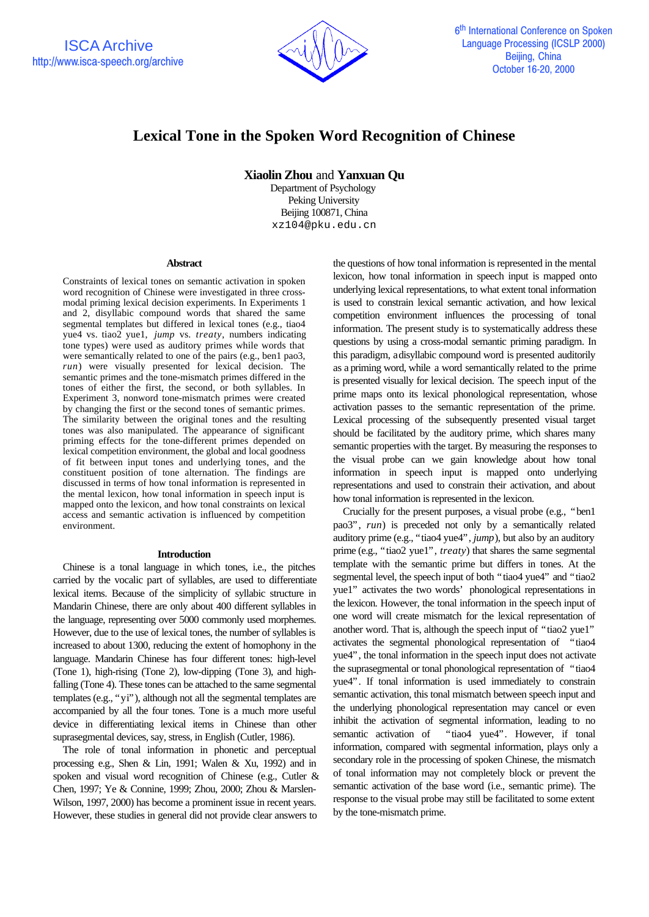# Lexical Tone in the Spoken Word Recognition of Chinese

**Xiaolin Zhou** and **Yanxuan Qu**

Department of Psychology
Peking University
Beijing 100871, China
xz104@pku.edu.cn

## Abstract

Constraints of lexical tones on semantic activation in spoken word recognition of Chinese were investigated in three cross-modal priming lexical decision experiments. In Experiments 1 and 2, disyllabic compound words that shared the same segmental templates but differed in lexical tones (e.g., tiao4 yue4 vs. tiao2 yue1, *jump* vs. *treaty*, numbers indicating tone types) were used as auditory primes while words that were semantically related to one of the pairs (e.g., ben1 pao3, *run*) were visually presented for lexical decision. The semantic primes and the tone-mismatch primes differed in the tones of either the first, the second, or both syllables. In Experiment 3, nonword tone-mismatch primes were created by changing the first or the second tones of semantic primes. The similarity between the original tones and the resulting tones was also manipulated. The appearance of significant priming effects for the tone-different primes depended on lexical competition environment, the global and local goodness of fit between input tones and underlying tones, and the constituent position of tone alternation. The findings are discussed in terms of how tonal information is represented in the mental lexicon, how tonal information in speech input is mapped onto the lexicon, and how tonal constraints on lexical access and semantic activation is influenced by competition environment.

## Introduction

Chinese is a tonal language in which tones, i.e., the pitches carried by the vocalic part of syllables, are used to differentiate lexical items. Because of the simplicity of syllabic structure in Mandarin Chinese, there are only about 400 different syllables in the language, representing over 5000 commonly used morphemes. However, due to the use of lexical tones, the number of syllables is increased to about 1300, reducing the extent of homophony in the language. Mandarin Chinese has four different tones: high-level (Tone 1), high-rising (Tone 2), low-dipping (Tone 3), and high-falling (Tone 4). These tones can be attached to the same segmental templates (e.g., "yi"), although not all the segmental templates are accompanied by all the four tones. Tone is a much more useful device in differentiating lexical items in Chinese than other suprasegmental devices, say, stress, in English (Cutler, 1986).

The role of tonal information in phonetic and perceptual processing e.g., Shen & Lin, 1991; Walen & Xu, 1992) and in spoken and visual word recognition of Chinese (e.g., Cutler & Chen, 1997; Ye & Connine, 1999; Zhou, 2000; Zhou & Marslen-Wilson, 1997, 2000) has become a prominent issue in recent years. However, these studies in general did not provide clear answers to the questions of how tonal information is represented in the mental lexicon, how tonal information in speech input is mapped onto underlying lexical representations, to what extent tonal information is used to constrain lexical semantic activation, and how lexical competition environment influences the processing of tonal information. The present study is to systematically address these questions by using a cross-modal semantic priming paradigm. In this paradigm, a disyllabic compound word is presented auditorily as a priming word, while a word semantically related to the prime is presented visually for lexical decision. The speech input of the prime maps onto its lexical phonological representation, whose activation passes to the semantic representation of the prime. Lexical processing of the subsequently presented visual target should be facilitated by the auditory prime, which shares many semantic properties with the target. By measuring the responses to the visual probe can we gain knowledge about how tonal information in speech input is mapped onto underlying representations and used to constrain their activation, and about how tonal information is represented in the lexicon.

Crucially for the present purposes, a visual probe (e.g., "ben1 pao3", *run*) is preceded not only by a semantically related auditory prime (e.g., "tiao4 yue4", *jump*), but also by an auditory prime (e.g., "tiao2 yue1", *treaty*) that shares the same segmental template with the semantic prime but differs in tones. At the segmental level, the speech input of both "tiao4 yue4" and "tiao2 yue1" activates the two words' phonological representations in the lexicon. However, the tonal information in the speech input of one word will create mismatch for the lexical representation of another word. That is, although the speech input of "tiao2 yue1" activates the segmental phonological representation of "tiao4 yue4", the tonal information in the speech input does not activate the suprasegmental or tonal phonological representation of "tiao4 yue4". If tonal information is used immediately to constrain semantic activation, this tonal mismatch between speech input and the underlying phonological representation may cancel or even inhibit the activation of segmental information, leading to no semantic activation of "tiao4 yue4". However, if tonal information, compared with segmental information, plays only a secondary role in the processing of spoken Chinese, the mismatch of tonal information may not completely block or prevent the semantic activation of the base word (i.e., semantic prime). The response to the visual probe may still be facilitated to some extent by the tone-mismatch prime.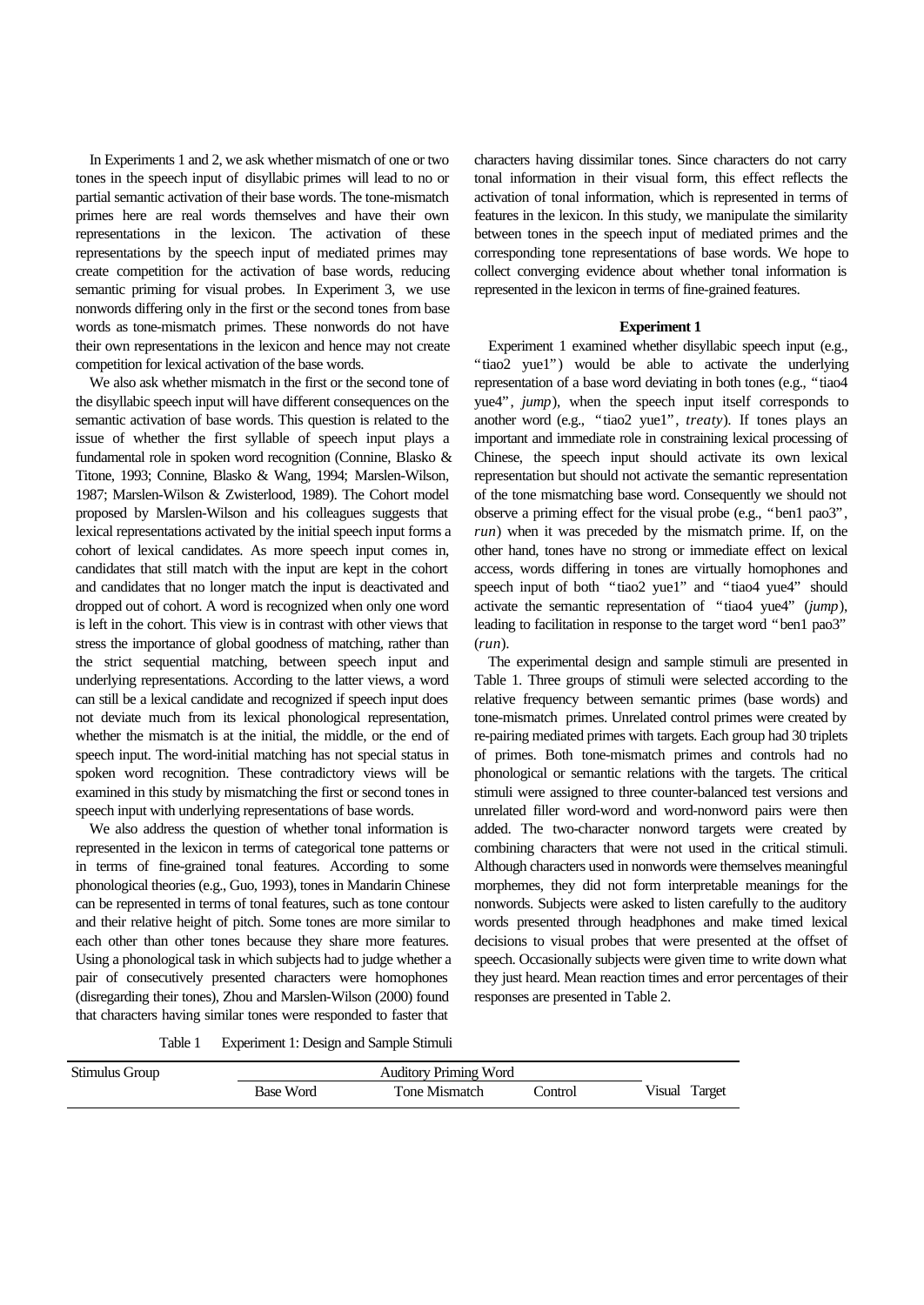In Experiments 1 and 2, we ask whether mismatch of one or two tones in the speech input of disyllabic primes will lead to no or partial semantic activation of their base words. The tone-mismatch primes here are real words themselves and have their own representations in the lexicon. The activation of these representations by the speech input of mediated primes may create competition for the activation of base words, reducing semantic priming for visual probes. In Experiment 3, we use nonwords differing only in the first or the second tones from base words as tone-mismatch primes. These nonwords do not have their own representations in the lexicon and hence may not create competition for lexical activation of the base words.

We also ask whether mismatch in the first or the second tone of the disyllabic speech input will have different consequences on the semantic activation of base words. This question is related to the issue of whether the first syllable of speech input plays a fundamental role in spoken word recognition (Connine, Blasko & Titone, 1993; Connine, Blasko & Wang, 1994; Marslen-Wilson, 1987; Marslen-Wilson & Zwisterlood, 1989). The Cohort model proposed by Marslen-Wilson and his colleagues suggests that lexical representations activated by the initial speech input forms a cohort of lexical candidates. As more speech input comes in, candidates that still match with the input are kept in the cohort and candidates that no longer match the input is deactivated and dropped out of cohort. A word is recognized when only one word is left in the cohort. This view is in contrast with other views that stress the importance of global goodness of matching, rather than the strict sequential matching, between speech input and underlying representations. According to the latter views, a word can still be a lexical candidate and recognized if speech input does not deviate much from its lexical phonological representation, whether the mismatch is at the initial, the middle, or the end of speech input. The word-initial matching has not special status in spoken word recognition. These contradictory views will be examined in this study by mismatching the first or second tones in speech input with underlying representations of base words.

We also address the question of whether tonal information is represented in the lexicon in terms of categorical tone patterns or in terms of fine-grained tonal features. According to some phonological theories (e.g., Guo, 1993), tones in Mandarin Chinese can be represented in terms of tonal features, such as tone contour and their relative height of pitch. Some tones are more similar to each other than other tones because they share more features. Using a phonological task in which subjects had to judge whether a pair of consecutively presented characters were homophones (disregarding their tones), Zhou and Marslen-Wilson (2000) found that characters having similar tones were responded to faster that characters having dissimilar tones. Since characters do not carry tonal information in their visual form, this effect reflects the activation of tonal information, which is represented in terms of features in the lexicon. In this study, we manipulate the similarity between tones in the speech input of mediated primes and the corresponding tone representations of base words. We hope to collect converging evidence about whether tonal information is represented in the lexicon in terms of fine-grained features.

## Experiment 1

Experiment 1 examined whether disyllabic speech input (e.g., "tiao2 yue1") would be able to activate the underlying representation of a base word deviating in both tones (e.g., "tiao4 yue4", *jump*), when the speech input itself corresponds to another word (e.g., "tiao2 yue1", *treaty*). If tones plays an important and immediate role in constraining lexical processing of Chinese, the speech input should activate its own lexical representation but should not activate the semantic representation of the tone mismatching base word. Consequently we should not observe a priming effect for the visual probe (e.g., "ben1 pao3", *run*) when it was preceded by the mismatch prime. If, on the other hand, tones have no strong or immediate effect on lexical access, words differing in tones are virtually homophones and speech input of both "tiao2 yue1" and "tiao4 yue4" should activate the semantic representation of "tiao4 yue4" (*jump*), leading to facilitation in response to the target word "ben1 pao3" (*run*).

The experimental design and sample stimuli are presented in Table 1. Three groups of stimuli were selected according to the relative frequency between semantic primes (base words) and tone-mismatch primes. Unrelated control primes were created by re-pairing mediated primes with targets. Each group had 30 triplets of primes. Both tone-mismatch primes and controls had no phonological or semantic relations with the targets. The critical stimuli were assigned to three counter-balanced test versions and unrelated filler word-word and word-nonword pairs were then added. The two-character nonword targets were created by combining characters that were not used in the critical stimuli. Although characters used in nonwords were themselves meaningful morphemes, they did not form interpretable meanings for the nonwords. Subjects were asked to listen carefully to the auditory words presented through headphones and make timed lexical decisions to visual probes that were presented at the offset of speech. Occasionally subjects were given time to write down what they just heard. Mean reaction times and error percentages of their responses are presented in Table 2.

Table 1 Experiment 1: Design and Sample Stimuli

| Stimulus Group | Auditory Priming Word | | | Visual Target |
|---|---|---|---|---|
| | Base Word | Tone Mismatch | Control | |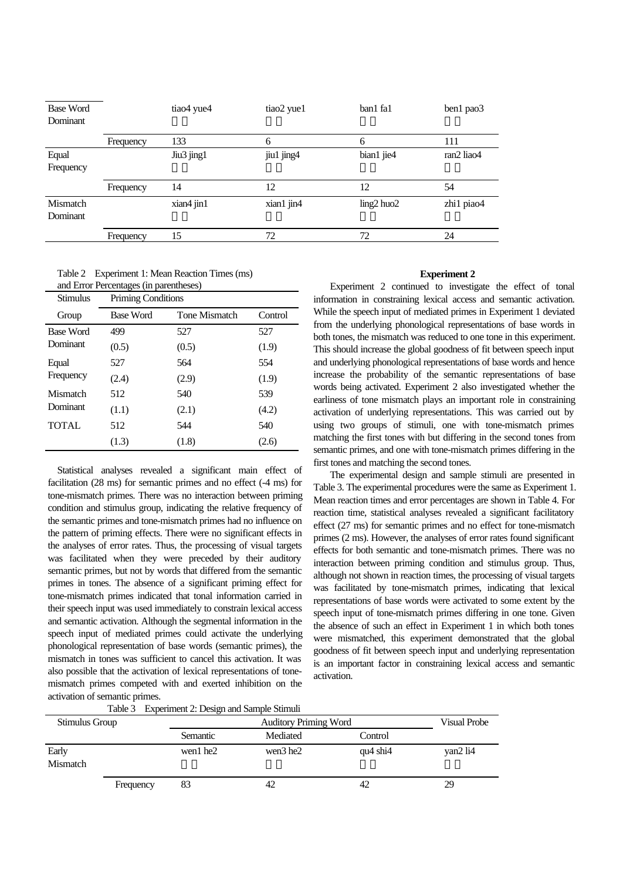| Base Word Dominant | | tiao4 yue4 | tiao2 yue1 | ban1 fa1 | ben1 pao3 |
|---|---|---|---|---|---|
| | Frequency | 133 | 6 | 6 | 111 |
| Equal Frequency | | Jiu3 jing1 | jiu1 jing4 | bian1 jie4 | ran2 liao4 |
| | Frequency | 14 | 12 | 12 | 54 |
| Mismatch Dominant | | xian4 jin1 | xian1 jin4 | ling2 huo2 | zhi1 piao4 |
| | Frequency | 15 | 72 | 72 | 24 |

Table 2 Experiment 1: Mean Reaction Times (ms) and Error Percentages (in parentheses)

| Stimulus Group | Priming Conditions | | |
|---|---|---|---|
| | Base Word | Tone Mismatch | Control |
| Base Word Dominant | 499 (0.5) | 527 (0.5) | 527 (1.9) |
| Equal Frequency | 527 (2.4) | 564 (2.9) | 554 (1.9) |
| Mismatch Dominant | 512 (1.1) | 540 (2.1) | 539 (4.2) |
| TOTAL | 512 (1.3) | 544 (1.8) | 540 (2.6) |

Statistical analyses revealed a significant main effect of facilitation (28 ms) for semantic primes and no effect (-4 ms) for tone-mismatch primes. There was no interaction between priming condition and stimulus group, indicating the relative frequency of the semantic primes and tone-mismatch primes had no influence on the pattern of priming effects. There were no significant effects in the analyses of error rates. Thus, the processing of visual targets was facilitated when they were preceded by their auditory semantic primes, but not by words that differed from the semantic primes in tones. The absence of a significant priming effect for tone-mismatch primes indicated that tonal information carried in their speech input was used immediately to constrain lexical access and semantic activation. Although the segmental information in the speech input of mediated primes could activate the underlying phonological representation of base words (semantic primes), the mismatch in tones was sufficient to cancel this activation. It was also possible that the activation of lexical representations of tone-mismatch primes competed with and exerted inhibition on the activation of semantic primes.

## Experiment 2

Experiment 2 continued to investigate the effect of tonal information in constraining lexical access and semantic activation. While the speech input of mediated primes in Experiment 1 deviated from the underlying phonological representations of base words in both tones, the mismatch was reduced to one tone in this experiment. This should increase the global goodness of fit between speech input and underlying phonological representations of base words and hence increase the probability of the semantic representations of base words being activated. Experiment 2 also investigated whether the earliness of tone mismatch plays an important role in constraining activation of underlying representations. This was carried out by using two groups of stimuli, one with tone-mismatch primes matching the first tones with but differing in the second tones from semantic primes, and one with tone-mismatch primes differing in the first tones and matching the second tones.

The experimental design and sample stimuli are presented in Table 3. The experimental procedures were the same as Experiment 1. Mean reaction times and error percentages are shown in Table 4. For reaction time, statistical analyses revealed a significant facilitatory effect (27 ms) for semantic primes and no effect for tone-mismatch primes (2 ms). However, the analyses of error rates found significant effects for both semantic and tone-mismatch primes. There was no interaction between priming condition and stimulus group. Thus, although not shown in reaction times, the processing of visual targets was facilitated by tone-mismatch primes, indicating that lexical representations of base words were activated to some extent by the speech input of tone-mismatch primes differing in one tone. Given the absence of such an effect in Experiment 1 in which both tones were mismatched, this experiment demonstrated that the global goodness of fit between speech input and underlying representation is an important factor in constraining lexical access and semantic activation.

Table 3 Experiment 2: Design and Sample Stimuli

| Stimulus Group | | Auditory Priming Word | | | Visual Probe |
|---|---|---|---|---|---|
| | | Semantic | Mediated | Control | |
| Early Mismatch | | wen1 he2 | wen3 he2 | qu4 shi4 | yan2 li4 |
| | Frequency | 83 | 42 | 42 | 29 |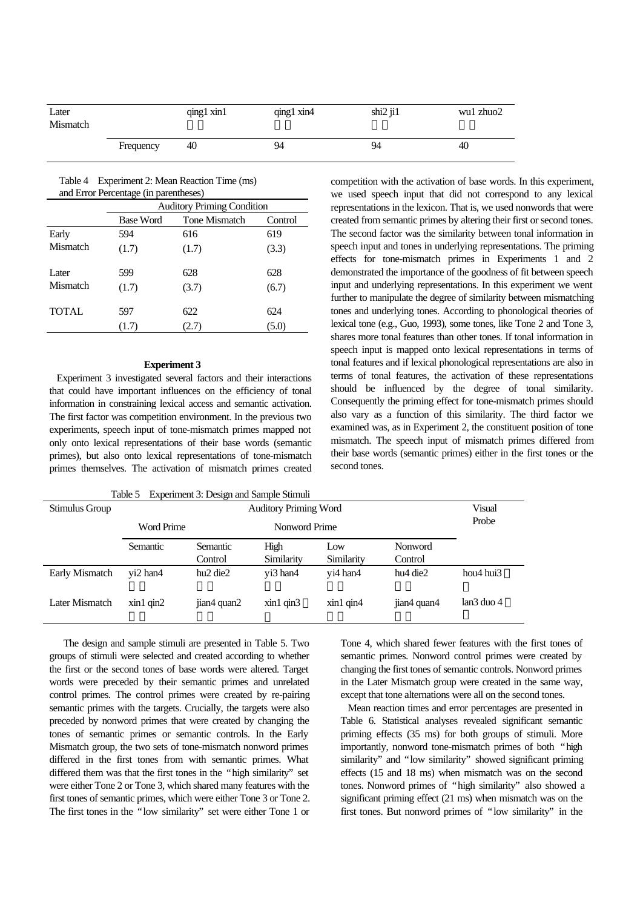| | | | | | |
|---|---|---|---|---|---|
| Later Mismatch | | qing1 xin1 | qing1 xin4 | shi2 ji1 | wu1 zhuo2 |
| | Frequency | 40 | 94 | 94 | 40 |

Table 4 Experiment 2: Mean Reaction Time (ms) and Error Percentage (in parentheses)

| | Auditory Priming Condition | | |
|---|---|---|---|
| | Base Word | Tone Mismatch | Control |
| Early Mismatch | 594 (1.7) | 616 (1.7) | 619 (3.3) |
| Later Mismatch | 599 (1.7) | 628 (3.7) | 628 (6.7) |
| TOTAL | 597 (1.7) | 622 (2.7) | 624 (5.0) |

### Experiment 3

Experiment 3 investigated several factors and their interactions that could have important influences on the efficiency of tonal information in constraining lexical access and semantic activation. The first factor was competition environment. In the previous two experiments, speech input of tone-mismatch primes mapped not only onto lexical representations of their base words (semantic primes), but also onto lexical representations of tone-mismatch primes themselves. The activation of mismatch primes created competition with the activation of base words. In this experiment, we used speech input that did not correspond to any lexical representations in the lexicon. That is, we used nonwords that were created from semantic primes by altering their first or second tones. The second factor was the similarity between tonal information in speech input and tones in underlying representations. The priming effects for tone-mismatch primes in Experiments 1 and 2 demonstrated the importance of the goodness of fit between speech input and underlying representations. In this experiment we went further to manipulate the degree of similarity between mismatching tones and underlying tones. According to phonological theories of lexical tone (e.g., Guo, 1993), some tones, like Tone 2 and Tone 3, shares more tonal features than other tones. If tonal information in speech input is mapped onto lexical representations in terms of tonal features and if lexical phonological representations are also in terms of tonal features, the activation of these representations should be influenced by the degree of tonal similarity. Consequently the priming effect for tone-mismatch primes should also vary as a function of this similarity. The third factor we examined was, as in Experiment 2, the constituent position of tone mismatch. The speech input of mismatch primes differed from their base words (semantic primes) either in the first tones or the second tones.

Table 5 Experiment 3: Design and Sample Stimuli

| Stimulus Group | Auditory Priming Word | | | | | Visual Probe |
|---|---|---|---|---|---|---|
| | Word Prime | | Nonword Prime | | | |
| | Semantic | Semantic Control | High Similarity | Low Similarity | Nonword Control | |
| Early Mismatch | yi2 han4 | hu2 die2 | yi3 han4 | yi4 han4 | hu4 die2 | hou4 hui3 |
| Later Mismatch | xin1 qin2 | jian4 quan2 | xin1 qin3 | xin1 qin4 | jian4 quan4 | lan3 duo 4 |

The design and sample stimuli are presented in Table 5. Two groups of stimuli were selected and created according to whether the first or the second tones of base words were altered. Target words were preceded by their semantic primes and unrelated control primes. The control primes were created by re-pairing semantic primes with the targets. Crucially, the targets were also preceded by nonword primes that were created by changing the tones of semantic primes or semantic controls. In the Early Mismatch group, the two sets of tone-mismatch nonword primes differed in the first tones from with semantic primes. What differed them was that the first tones in the "high similarity" set were either Tone 2 or Tone 3, which shared many features with the first tones of semantic primes, which were either Tone 3 or Tone 2. The first tones in the "low similarity" set were either Tone 1 or Tone 4, which shared fewer features with the first tones of semantic primes. Nonword control primes were created by changing the first tones of semantic controls. Nonword primes in the Later Mismatch group were created in the same way, except that tone alternations were all on the second tones.

Mean reaction times and error percentages are presented in Table 6. Statistical analyses revealed significant semantic priming effects (35 ms) for both groups of stimuli. More importantly, nonword tone-mismatch primes of both "high similarity" and "low similarity" showed significant priming effects (15 and 18 ms) when mismatch was on the second tones. Nonword primes of "high similarity" also showed a significant priming effect (21 ms) when mismatch was on the first tones. But nonword primes of "low similarity" in the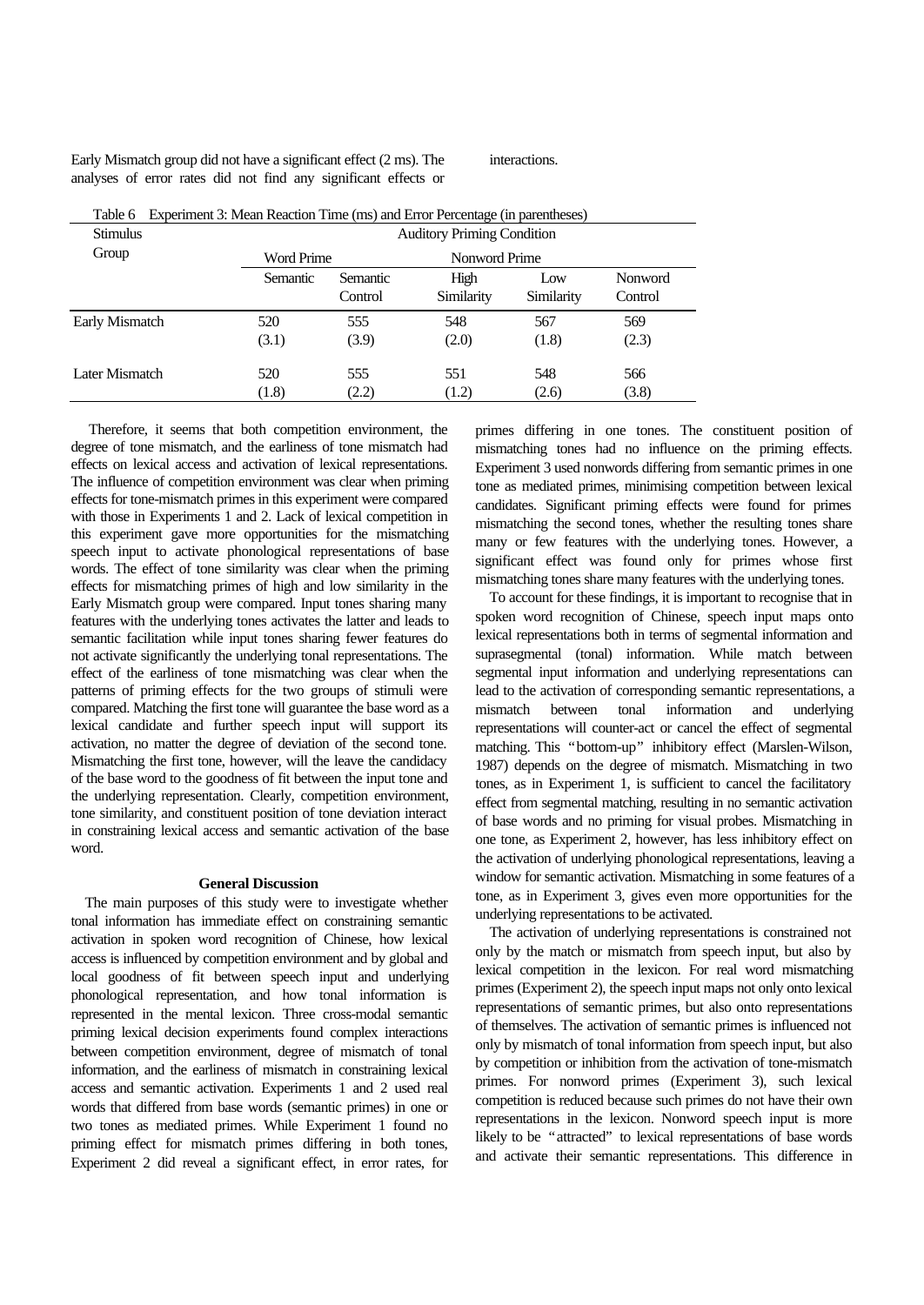Early Mismatch group did not have a significant effect (2 ms). The analyses of error rates did not find any significant effects or interactions.

Table 6 Experiment 3: Mean Reaction Time (ms) and Error Percentage (in parentheses)

| Stimulus Group | Auditory Priming Condition | | | | |
|---|---|---|---|---|---|
| | Word Prime | | Nonword Prime | | |
| | Semantic | Semantic Control | High Similarity | Low Similarity | Nonword Control |
| Early Mismatch | 520<br>(3.1) | 555<br>(3.9) | 548<br>(2.0) | 567<br>(1.8) | 569<br>(2.3) |
| Later Mismatch | 520<br>(1.8) | 555<br>(2.2) | 551<br>(1.2) | 548<br>(2.6) | 566<br>(3.8) |

Therefore, it seems that both competition environment, the degree of tone mismatch, and the earliness of tone mismatch had effects on lexical access and activation of lexical representations. The influence of competition environment was clear when priming effects for tone-mismatch primes in this experiment were compared with those in Experiments 1 and 2. Lack of lexical competition in this experiment gave more opportunities for the mismatching speech input to activate phonological representations of base words. The effect of tone similarity was clear when the priming effects for mismatching primes of high and low similarity in the Early Mismatch group were compared. Input tones sharing many features with the underlying tones activates the latter and leads to semantic facilitation while input tones sharing fewer features do not activate significantly the underlying tonal representations. The effect of the earliness of tone mismatching was clear when the patterns of priming effects for the two groups of stimuli were compared. Matching the first tone will guarantee the base word as a lexical candidate and further speech input will support its activation, no matter the degree of deviation of the second tone. Mismatching the first tone, however, will the leave the candidacy of the base word to the goodness of fit between the input tone and the underlying representation. Clearly, competition environment, tone similarity, and constituent position of tone deviation interact in constraining lexical access and semantic activation of the base word.

## General Discussion

The main purposes of this study were to investigate whether tonal information has immediate effect on constraining semantic activation in spoken word recognition of Chinese, how lexical access is influenced by competition environment and by global and local goodness of fit between speech input and underlying phonological representation, and how tonal information is represented in the mental lexicon. Three cross-modal semantic priming lexical decision experiments found complex interactions between competition environment, degree of mismatch of tonal information, and the earliness of mismatch in constraining lexical access and semantic activation. Experiments 1 and 2 used real words that differed from base words (semantic primes) in one or two tones as mediated primes. While Experiment 1 found no priming effect for mismatch primes differing in both tones, Experiment 2 did reveal a significant effect, in error rates, for primes differing in one tones. The constituent position of mismatching tones had no influence on the priming effects. Experiment 3 used nonwords differing from semantic primes in one tone as mediated primes, minimising competition between lexical candidates. Significant priming effects were found for primes mismatching the second tones, whether the resulting tones share many or few features with the underlying tones. However, a significant effect was found only for primes whose first mismatching tones share many features with the underlying tones.

To account for these findings, it is important to recognise that in spoken word recognition of Chinese, speech input maps onto lexical representations both in terms of segmental information and suprasegmental (tonal) information. While match between segmental input information and underlying representations can lead to the activation of corresponding semantic representations, a mismatch between tonal information and underlying representations will counter-act or cancel the effect of segmental matching. This "bottom-up" inhibitory effect (Marslen-Wilson, 1987) depends on the degree of mismatch. Mismatching in two tones, as in Experiment 1, is sufficient to cancel the facilitatory effect from segmental matching, resulting in no semantic activation of base words and no priming for visual probes. Mismatching in one tone, as Experiment 2, however, has less inhibitory effect on the activation of underlying phonological representations, leaving a window for semantic activation. Mismatching in some features of a tone, as in Experiment 3, gives even more opportunities for the underlying representations to be activated.

The activation of underlying representations is constrained not only by the match or mismatch from speech input, but also by lexical competition in the lexicon. For real word mismatching primes (Experiment 2), the speech input maps not only onto lexical representations of semantic primes, but also onto representations of themselves. The activation of semantic primes is influenced not only by mismatch of tonal information from speech input, but also by competition or inhibition from the activation of tone-mismatch primes. For nonword primes (Experiment 3), such lexical competition is reduced because such primes do not have their own representations in the lexicon. Nonword speech input is more likely to be "attracted" to lexical representations of base words and activate their semantic representations. This difference in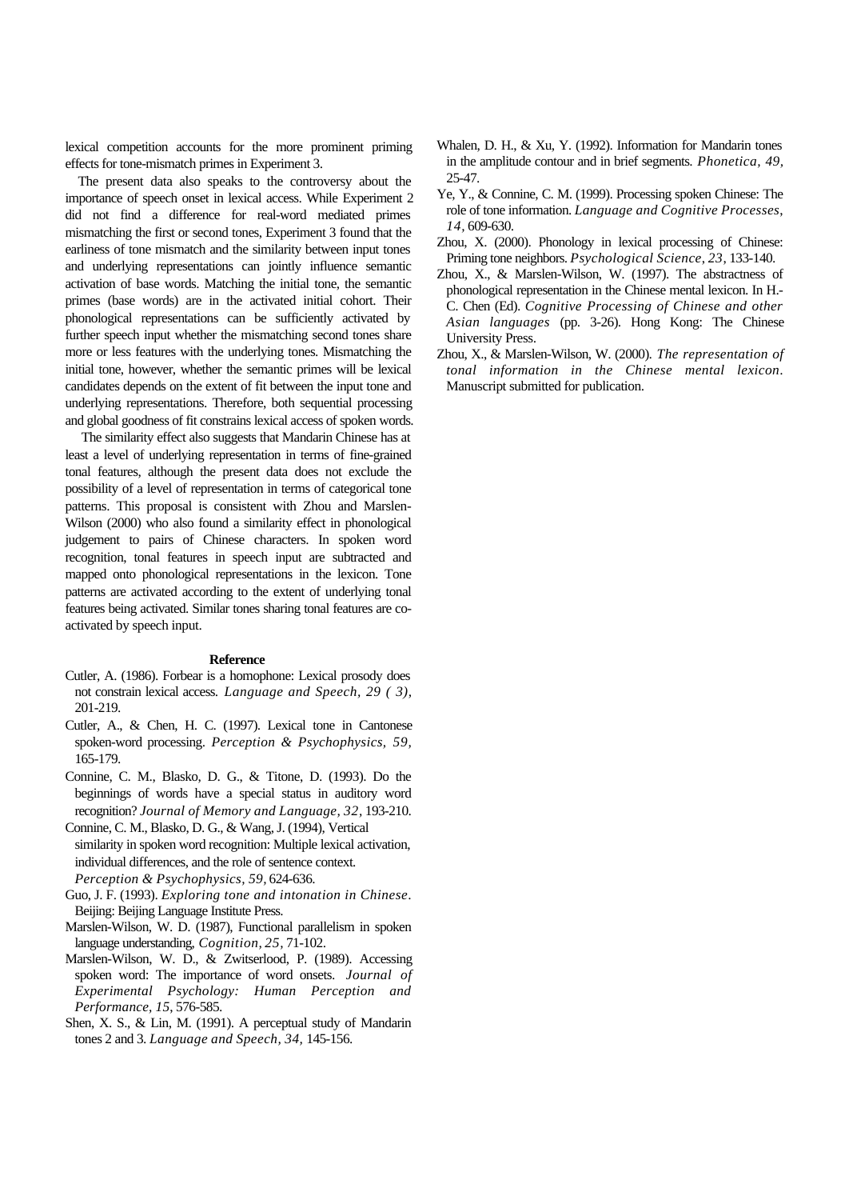lexical competition accounts for the more prominent priming effects for tone-mismatch primes in Experiment 3.

The present data also speaks to the controversy about the importance of speech onset in lexical access. While Experiment 2 did not find a difference for real-word mediated primes mismatching the first or second tones, Experiment 3 found that the earliness of tone mismatch and the similarity between input tones and underlying representations can jointly influence semantic activation of base words. Matching the initial tone, the semantic primes (base words) are in the activated initial cohort. Their phonological representations can be sufficiently activated by further speech input whether the mismatching second tones share more or less features with the underlying tones. Mismatching the initial tone, however, whether the semantic primes will be lexical candidates depends on the extent of fit between the input tone and underlying representations. Therefore, both sequential processing and global goodness of fit constrains lexical access of spoken words.

The similarity effect also suggests that Mandarin Chinese has at least a level of underlying representation in terms of fine-grained tonal features, although the present data does not exclude the possibility of a level of representation in terms of categorical tone patterns. This proposal is consistent with Zhou and Marslen-Wilson (2000) who also found a similarity effect in phonological judgement to pairs of Chinese characters. In spoken word recognition, tonal features in speech input are subtracted and mapped onto phonological representations in the lexicon. Tone patterns are activated according to the extent of underlying tonal features being activated. Similar tones sharing tonal features are co-activated by speech input.

## Reference

Cutler, A. (1986). Forbear is a homophone: Lexical prosody does not constrain lexical access. *Language and Speech, 29 ( 3)*, 201-219.

Cutler, A., & Chen, H. C. (1997). Lexical tone in Cantonese spoken-word processing. *Perception & Psychophysics, 59*, 165-179.

Connine, C. M., Blasko, D. G., & Titone, D. (1993). Do the beginnings of words have a special status in auditory word recognition? *Journal of Memory and Language, 32*, 193-210.

Connine, C. M., Blasko, D. G., & Wang, J. (1994), Vertical similarity in spoken word recognition: Multiple lexical activation, individual differences, and the role of sentence context. *Perception & Psychophysics, 59*, 624-636.

Guo, J. F. (1993). *Exploring tone and intonation in Chinese*. Beijing: Beijing Language Institute Press.

Marslen-Wilson, W. D. (1987), Functional parallelism in spoken language understanding, *Cognition, 25*, 71-102.

Marslen-Wilson, W. D., & Zwitserlood, P. (1989). Accessing spoken word: The importance of word onsets. *Journal of Experimental Psychology: Human Perception and Performance, 15*, 576-585.

Shen, X. S., & Lin, M. (1991). A perceptual study of Mandarin tones 2 and 3. *Language and Speech, 34*, 145-156.

Whalen, D. H., & Xu, Y. (1992). Information for Mandarin tones in the amplitude contour and in brief segments. *Phonetica, 49*, 25-47.

Ye, Y., & Connine, C. M. (1999). Processing spoken Chinese: The role of tone information. *Language and Cognitive Processes, 14*, 609-630.

Zhou, X. (2000). Phonology in lexical processing of Chinese: Priming tone neighbors. *Psychological Science, 23*, 133-140.

Zhou, X., & Marslen-Wilson, W. (1997). The abstractness of phonological representation in the Chinese mental lexicon. In H.-C. Chen (Ed). *Cognitive Processing of Chinese and other Asian languages* (pp. 3-26). Hong Kong: The Chinese University Press.

Zhou, X., & Marslen-Wilson, W. (2000). *The representation of tonal information in the Chinese mental lexicon*. Manuscript submitted for publication.